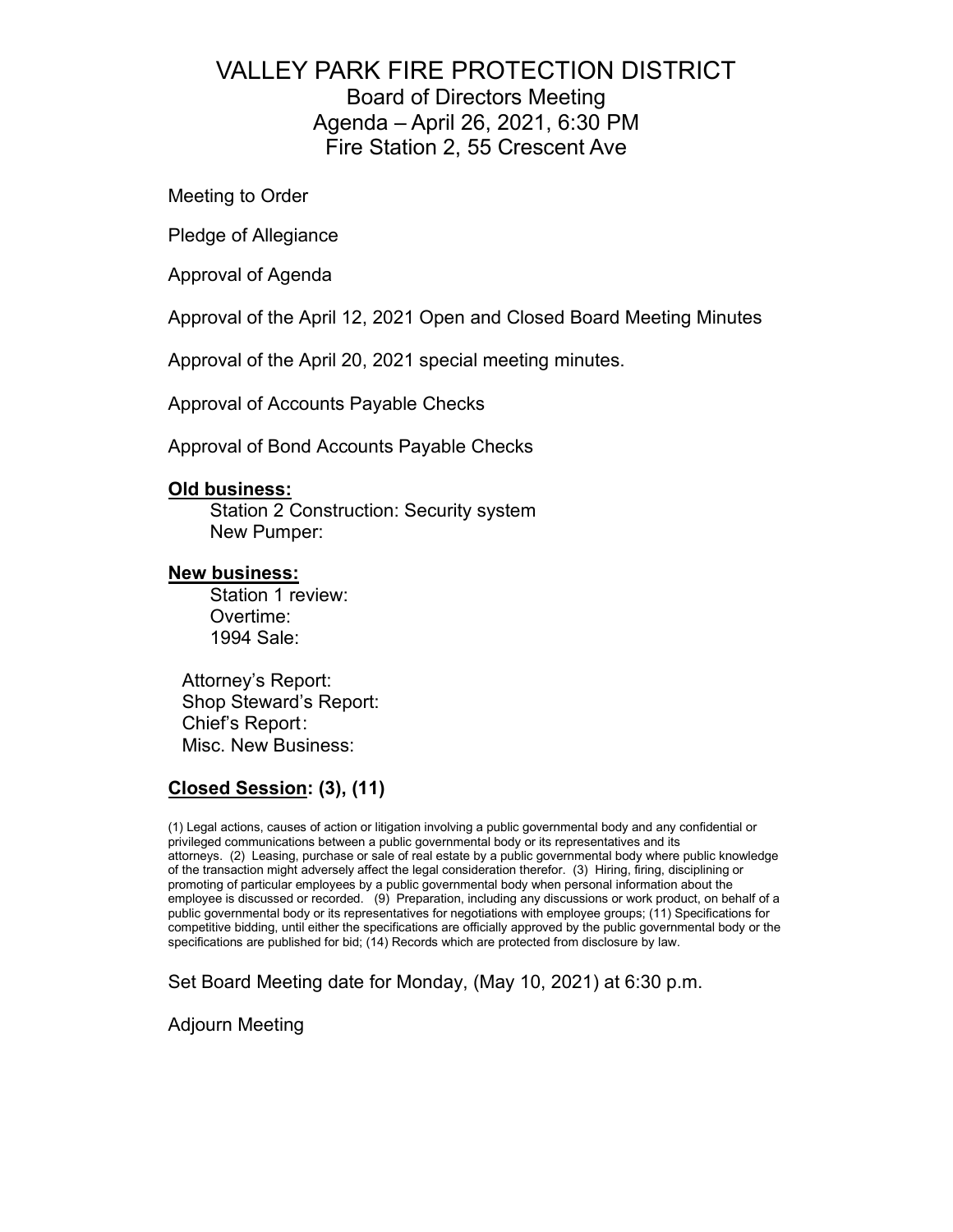# VALLEY PARK FIRE PROTECTION DISTRICT

## Board of Directors Meeting
## Agenda – April 26, 2021, 6:30 PM
## Fire Station 2, 55 Crescent Ave

Meeting to Order

Pledge of Allegiance

Approval of Agenda

Approval of the April 12, 2021 Open and Closed Board Meeting Minutes

Approval of the April 20, 2021 special meeting minutes.

Approval of Accounts Payable Checks

Approval of Bond Accounts Payable Checks

**Old business:**

- Station 2 Construction: Security system
- New Pumper:

**New business:**

- Station 1 review:
- Overtime:
- 1994 Sale:

Attorney's Report:
Shop Steward's Report:
Chief's Report:
Misc. New Business:

**Closed Session: (3), (11)**

(1) Legal actions, causes of action or litigation involving a public governmental body and any confidential or privileged communications between a public governmental body or its representatives and its attorneys. (2) Leasing, purchase or sale of real estate by a public governmental body where public knowledge of the transaction might adversely affect the legal consideration therefor. (3) Hiring, firing, disciplining or promoting of particular employees by a public governmental body when personal information about the employee is discussed or recorded. (9) Preparation, including any discussions or work product, on behalf of a public governmental body or its representatives for negotiations with employee groups; (11) Specifications for competitive bidding, until either the specifications are officially approved by the public governmental body or the specifications are published for bid; (14) Records which are protected from disclosure by law.

Set Board Meeting date for Monday, (May 10, 2021) at 6:30 p.m.

Adjourn Meeting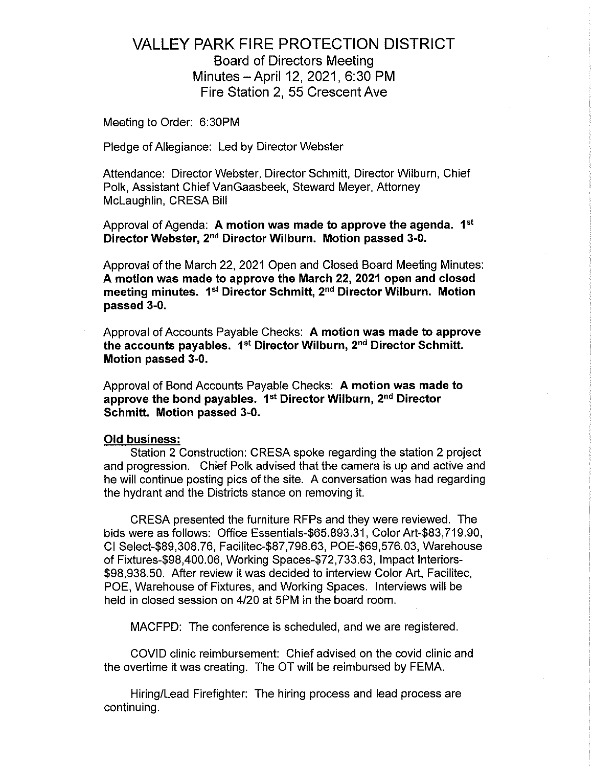# VALLEY PARK FIRE PROTECTION DISTRICT

## Board of Directors Meeting
## Minutes – April 12, 2021, 6:30 PM
## Fire Station 2, 55 Crescent Ave

Meeting to Order: 6:30PM

Pledge of Allegiance: Led by Director Webster

Attendance: Director Webster, Director Schmitt, Director Wilburn, Chief Polk, Assistant Chief VanGaasbeek, Steward Meyer, Attorney McLaughlin, CRESA Bill

Approval of Agenda: **A motion was made to approve the agenda. 1st Director Webster, 2nd Director Wilburn. Motion passed 3-0.**

Approval of the March 22, 2021 Open and Closed Board Meeting Minutes: **A motion was made to approve the March 22, 2021 open and closed meeting minutes. 1st Director Schmitt, 2nd Director Wilburn. Motion passed 3-0.**

Approval of Accounts Payable Checks: **A motion was made to approve the accounts payables. 1st Director Wilburn, 2nd Director Schmitt. Motion passed 3-0.**

Approval of Bond Accounts Payable Checks: **A motion was made to approve the bond payables. 1st Director Wilburn, 2nd Director Schmitt. Motion passed 3-0.**

**Old business:**

Station 2 Construction: CRESA spoke regarding the station 2 project and progression. Chief Polk advised that the camera is up and active and he will continue posting pics of the site. A conversation was had regarding the hydrant and the Districts stance on removing it.

CRESA presented the furniture RFPs and they were reviewed. The bids were as follows: Office Essentials-$65.893.31, Color Art-$83,719.90, CI Select-$89,308.76, Facilitec-$87,798.63, POE-$69,576.03, Warehouse of Fixtures-$98,400.06, Working Spaces-$72,733.63, Impact Interiors-$98,938.50. After review it was decided to interview Color Art, Facilitec, POE, Warehouse of Fixtures, and Working Spaces. Interviews will be held in closed session on 4/20 at 5PM in the board room.

MACFPD: The conference is scheduled, and we are registered.

COVID clinic reimbursement: Chief advised on the covid clinic and the overtime it was creating. The OT will be reimbursed by FEMA.

Hiring/Lead Firefighter: The hiring process and lead process are continuing.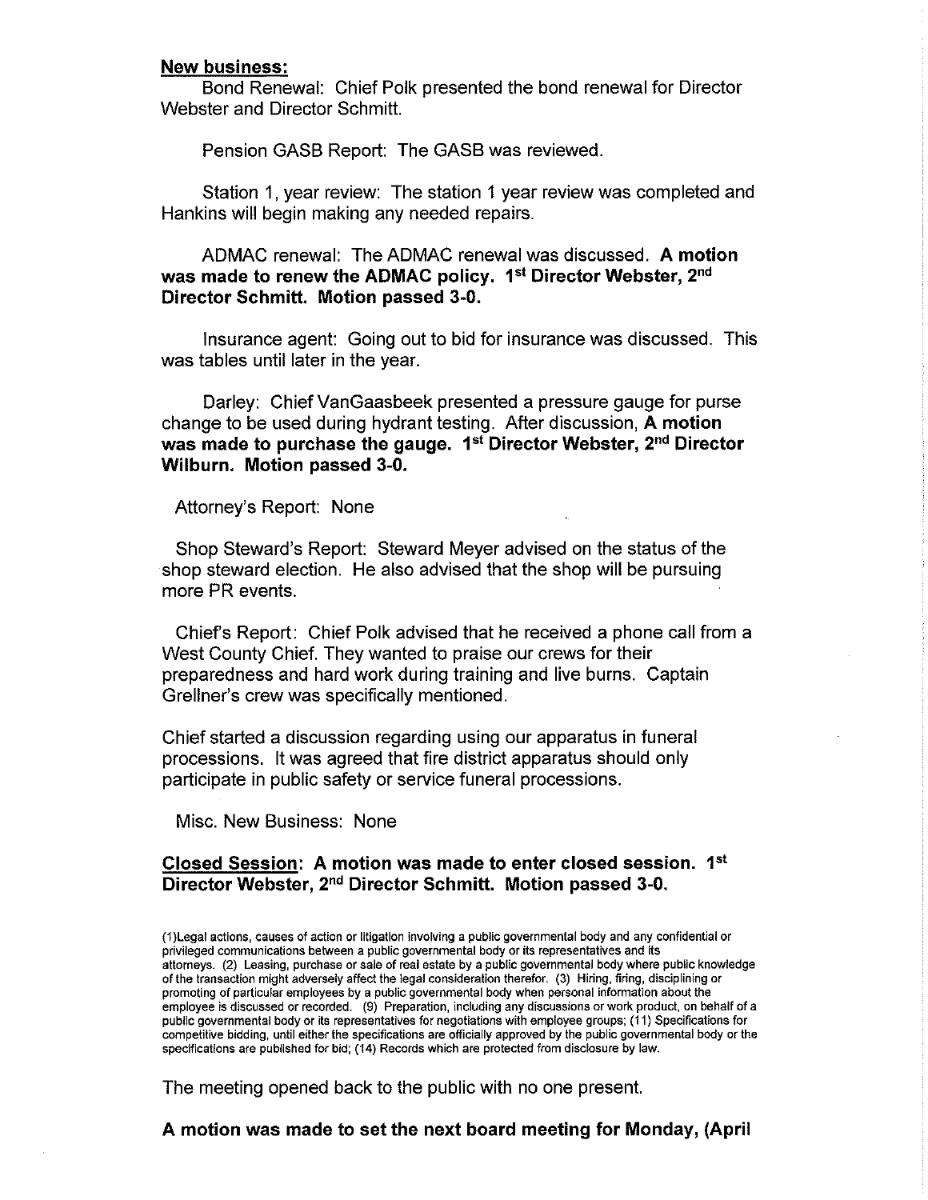**New business:**

Bond Renewal: Chief Polk presented the bond renewal for Director Webster and Director Schmitt.

Pension GASB Report: The GASB was reviewed.

Station 1, year review: The station 1 year review was completed and Hankins will begin making any needed repairs.

ADMAC renewal: The ADMAC renewal was discussed. **A motion was made to renew the ADMAC policy. 1st Director Webster, 2nd Director Schmitt. Motion passed 3-0.**

Insurance agent: Going out to bid for insurance was discussed. This was tables until later in the year.

Darley: Chief VanGaasbeek presented a pressure gauge for purse change to be used during hydrant testing. After discussion, **A motion was made to purchase the gauge. 1st Director Webster, 2nd Director Wilburn. Motion passed 3-0.**

Attorney's Report: None

Shop Steward's Report: Steward Meyer advised on the status of the shop steward election. He also advised that the shop will be pursuing more PR events.

Chief's Report: Chief Polk advised that he received a phone call from a West County Chief. They wanted to praise our crews for their preparedness and hard work during training and live burns. Captain Grellner's crew was specifically mentioned.

Chief started a discussion regarding using our apparatus in funeral processions. It was agreed that fire district apparatus should only participate in public safety or service funeral processions.

Misc. New Business: None

**Closed Session: A motion was made to enter closed session. 1st Director Webster, 2nd Director Schmitt. Motion passed 3-0.**

(1)Legal actions, causes of action or litigation involving a public governmental body and any confidential or privileged communications between a public governmental body or its representatives and its attorneys. (2) Leasing, purchase or sale of real estate by a public governmental body where public knowledge of the transaction might adversely affect the legal consideration therefor. (3) Hiring, firing, disciplining or promoting of particular employees by a public governmental body when personal information about the employee is discussed or recorded. (9) Preparation, including any discussions or work product, on behalf of a public governmental body or its representatives for negotiations with employee groups; (11) Specifications for competitive bidding, until either the specifications are officially approved by the public governmental body or the specifications are published for bid; (14) Records which are protected from disclosure by law.

The meeting opened back to the public with no one present.

**A motion was made to set the next board meeting for Monday, (April**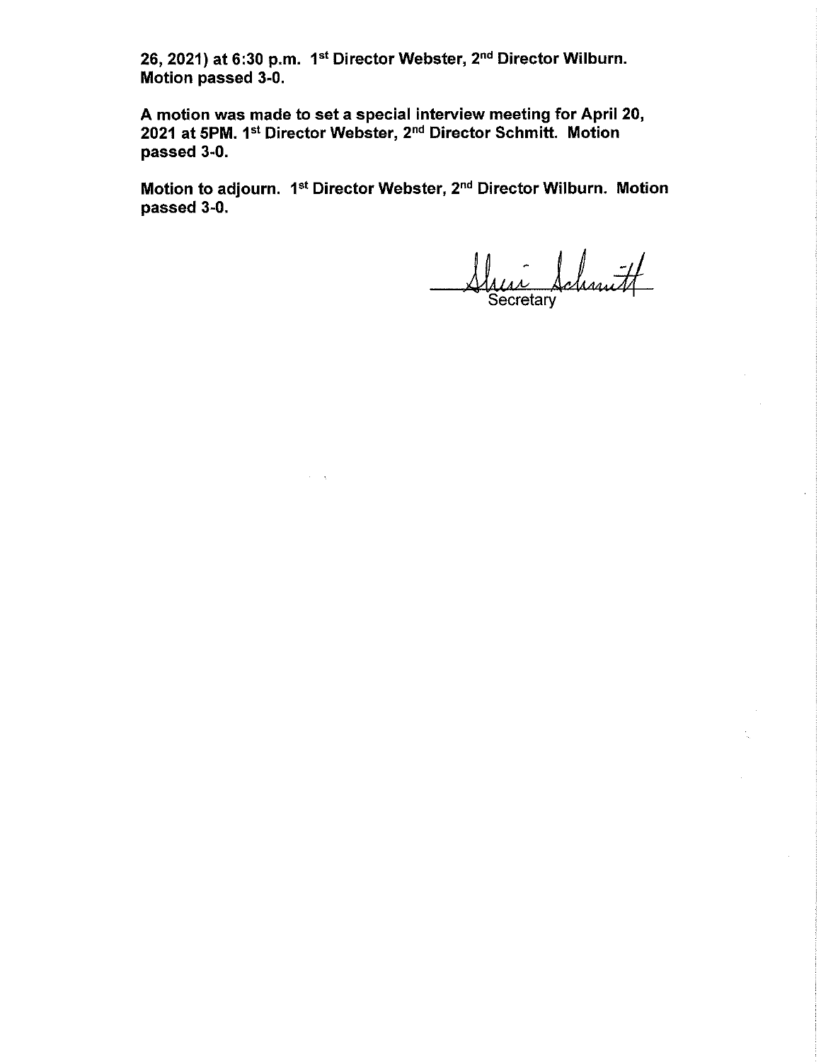**26, 2021) at 6:30 p.m. 1st Director Webster, 2nd Director Wilburn. Motion passed 3-0.**

**A motion was made to set a special interview meeting for April 20, 2021 at 5PM. 1st Director Webster, 2nd Director Schmitt. Motion passed 3-0.**

**Motion to adjourn. 1st Director Webster, 2nd Director Wilburn. Motion passed 3-0.**

Sheri Schmitt
Secretary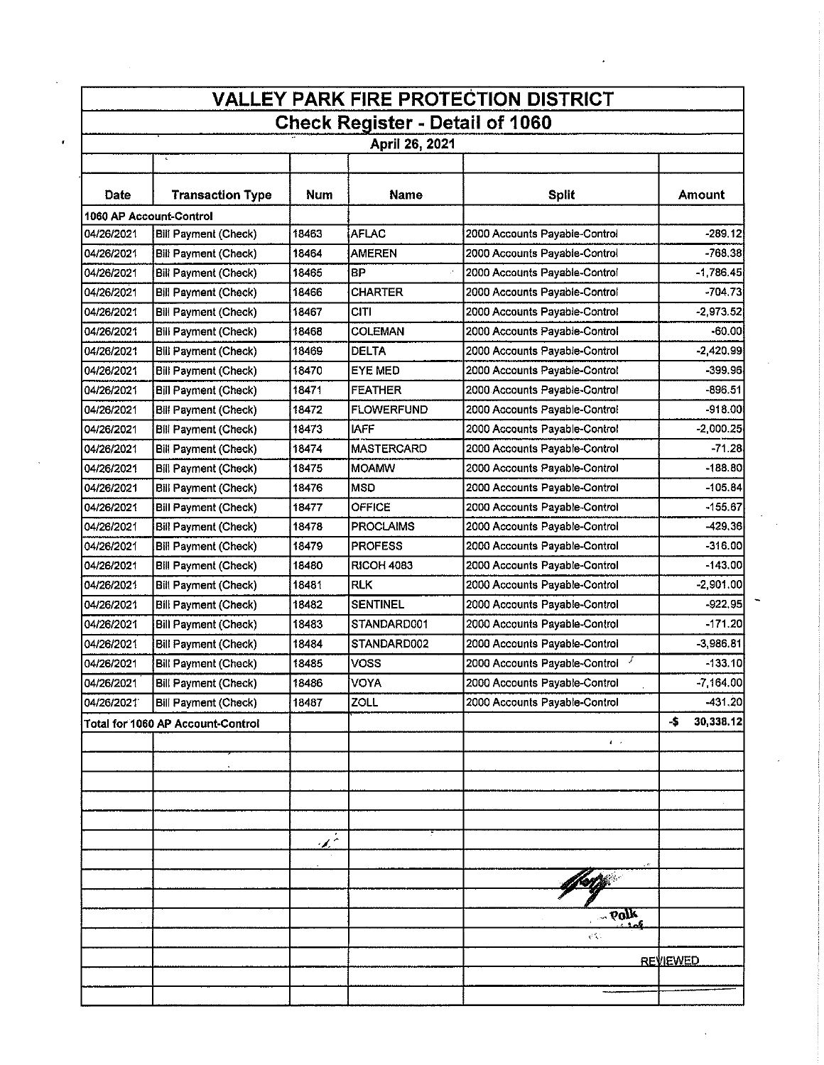# VALLEY PARK FIRE PROTECTION DISTRICT

## Check Register - Detail of 1060

### April 26, 2021

| Date | Transaction Type | Num | Name | Split | Amount |
|---|---|---|---|---|---|
| 1060 AP Account-Control | | | | | |
| 04/26/2021 | Bill Payment (Check) | 18463 | AFLAC | 2000 Accounts Payable-Control | -289.12 |
| 04/26/2021 | Bill Payment (Check) | 18464 | AMEREN | 2000 Accounts Payable-Control | -768.38 |
| 04/26/2021 | Bill Payment (Check) | 18465 | BP | 2000 Accounts Payable-Control | -1,786.45 |
| 04/26/2021 | Bill Payment (Check) | 18466 | CHARTER | 2000 Accounts Payable-Control | -704.73 |
| 04/26/2021 | Bill Payment (Check) | 18467 | CITI | 2000 Accounts Payable-Control | -2,973.52 |
| 04/26/2021 | Bill Payment (Check) | 18468 | COLEMAN | 2000 Accounts Payable-Control | -60.00 |
| 04/26/2021 | Bill Payment (Check) | 18469 | DELTA | 2000 Accounts Payable-Control | -2,420.99 |
| 04/26/2021 | Bill Payment (Check) | 18470 | EYE MED | 2000 Accounts Payable-Control | -399.96 |
| 04/26/2021 | Bill Payment (Check) | 18471 | FEATHER | 2000 Accounts Payable-Control | -896.51 |
| 04/26/2021 | Bill Payment (Check) | 18472 | FLOWERFUND | 2000 Accounts Payable-Control | -918.00 |
| 04/26/2021 | Bill Payment (Check) | 18473 | IAFF | 2000 Accounts Payable-Control | -2,000.25 |
| 04/26/2021 | Bill Payment (Check) | 18474 | MASTERCARD | 2000 Accounts Payable-Control | -71.28 |
| 04/26/2021 | Bill Payment (Check) | 18475 | MOAMW | 2000 Accounts Payable-Control | -188.80 |
| 04/26/2021 | Bill Payment (Check) | 18476 | MSD | 2000 Accounts Payable-Control | -105.84 |
| 04/26/2021 | Bill Payment (Check) | 18477 | OFFICE | 2000 Accounts Payable-Control | -155.67 |
| 04/26/2021 | Bill Payment (Check) | 18478 | PROCLAIMS | 2000 Accounts Payable-Control | -429.36 |
| 04/26/2021 | Bill Payment (Check) | 18479 | PROFESS | 2000 Accounts Payable-Control | -316.00 |
| 04/26/2021 | Bill Payment (Check) | 18480 | RICOH 4083 | 2000 Accounts Payable-Control | -143.00 |
| 04/26/2021 | Bill Payment (Check) | 18481 | RLK | 2000 Accounts Payable-Control | -2,901.00 |
| 04/26/2021 | Bill Payment (Check) | 18482 | SENTINEL | 2000 Accounts Payable-Control | -922.95 |
| 04/26/2021 | Bill Payment (Check) | 18483 | STANDARD001 | 2000 Accounts Payable-Control | -171.20 |
| 04/26/2021 | Bill Payment (Check) | 18484 | STANDARD002 | 2000 Accounts Payable-Control | -3,986.81 |
| 04/26/2021 | Bill Payment (Check) | 18485 | VOSS | 2000 Accounts Payable-Control | -133.10 |
| 04/26/2021 | Bill Payment (Check) | 18486 | VOYA | 2000 Accounts Payable-Control | -7,164.00 |
| 04/26/2021 | Bill Payment (Check) | 18487 | ZOLL | 2000 Accounts Payable-Control | -431.20 |
| Total for 1060 AP Account-Control | | | | | -$ 30,338.12 |

Polk

REVIEWED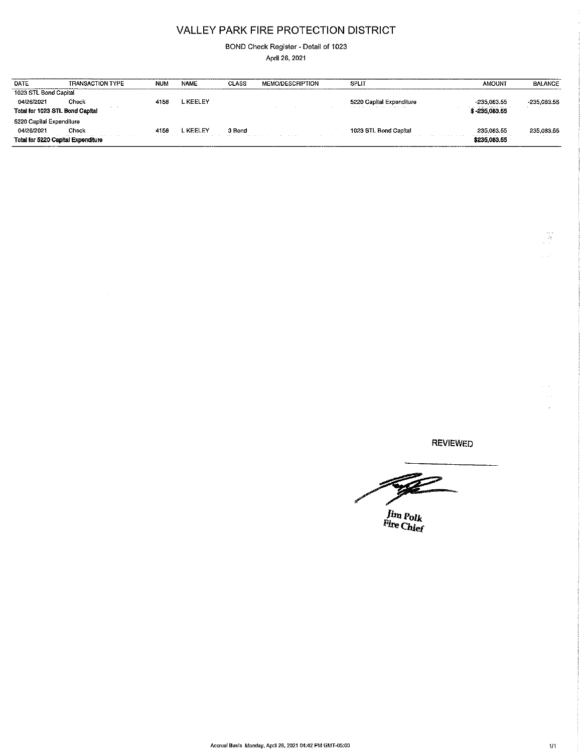# VALLEY PARK FIRE PROTECTION DISTRICT

BOND Check Register - Detail of 1023

April 26, 2021

| DATE | TRANSACTION TYPE | NUM | NAME | CLASS | MEMO/DESCRIPTION | SPLIT | AMOUNT | BALANCE |
|---|---|---|---|---|---|---|---|---|
| 1023 STL Bond Capital | | | | | | | | |
| 04/26/2021 | Check | 4158 | L KEELEY | | | 5220 Capital Expenditure | -235,083.55 | -235,083.55 |
| **Total for 1023 STL Bond Capital** | | | | | | | **$ -235,083.55** | |
| 5220 Capital Expenditure | | | | | | | | |
| 04/26/2021 | Check | 4158 | L KEELEY | 3 Bond | | 1023 STL Bond Capital | 235,083.55 | 235,083.55 |
| **Total for 5220 Capital Expenditure** | | | | | | | **$235,083.55** | |

REVIEWED

Jim Polk
Fire Chief

Accrual Basis Monday, April 26, 2021 04:42 PM GMT-05:00